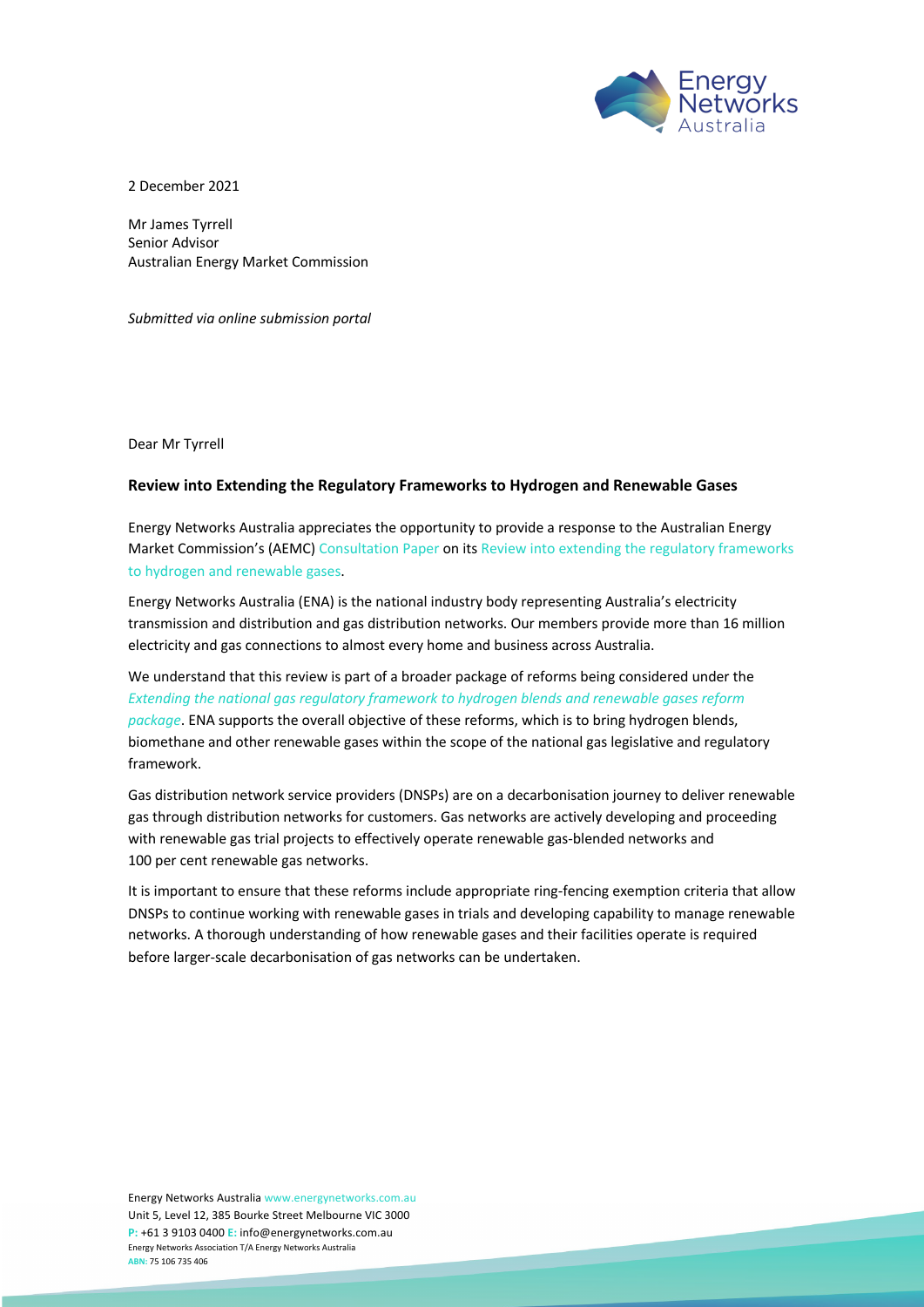2 December 2021

Mr James Tyrrell
Senior Advisor
Australian Energy Market Commission

*Submitted via online submission portal*

Dear Mr Tyrrell

**Review into Extending the Regulatory Frameworks to Hydrogen and Renewable Gases**

Energy Networks Australia appreciates the opportunity to provide a response to the Australian Energy Market Commission's (AEMC) Consultation Paper on its Review into extending the regulatory frameworks to hydrogen and renewable gases.

Energy Networks Australia (ENA) is the national industry body representing Australia's electricity transmission and distribution and gas distribution networks. Our members provide more than 16 million electricity and gas connections to almost every home and business across Australia.

We understand that this review is part of a broader package of reforms being considered under the *Extending the national gas regulatory framework to hydrogen blends and renewable gases reform package*. ENA supports the overall objective of these reforms, which is to bring hydrogen blends, biomethane and other renewable gases within the scope of the national gas legislative and regulatory framework.

Gas distribution network service providers (DNSPs) are on a decarbonisation journey to deliver renewable gas through distribution networks for customers. Gas networks are actively developing and proceeding with renewable gas trial projects to effectively operate renewable gas-blended networks and 100 per cent renewable gas networks.

It is important to ensure that these reforms include appropriate ring-fencing exemption criteria that allow DNSPs to continue working with renewable gases in trials and developing capability to manage renewable networks. A thorough understanding of how renewable gases and their facilities operate is required before larger-scale decarbonisation of gas networks can be undertaken.

Energy Networks Australia www.energynetworks.com.au
Unit 5, Level 12, 385 Bourke Street Melbourne VIC 3000
P: +61 3 9103 0400 E: info@energynetworks.com.au
Energy Networks Association T/A Energy Networks Australia
ABN: 75 106 735 406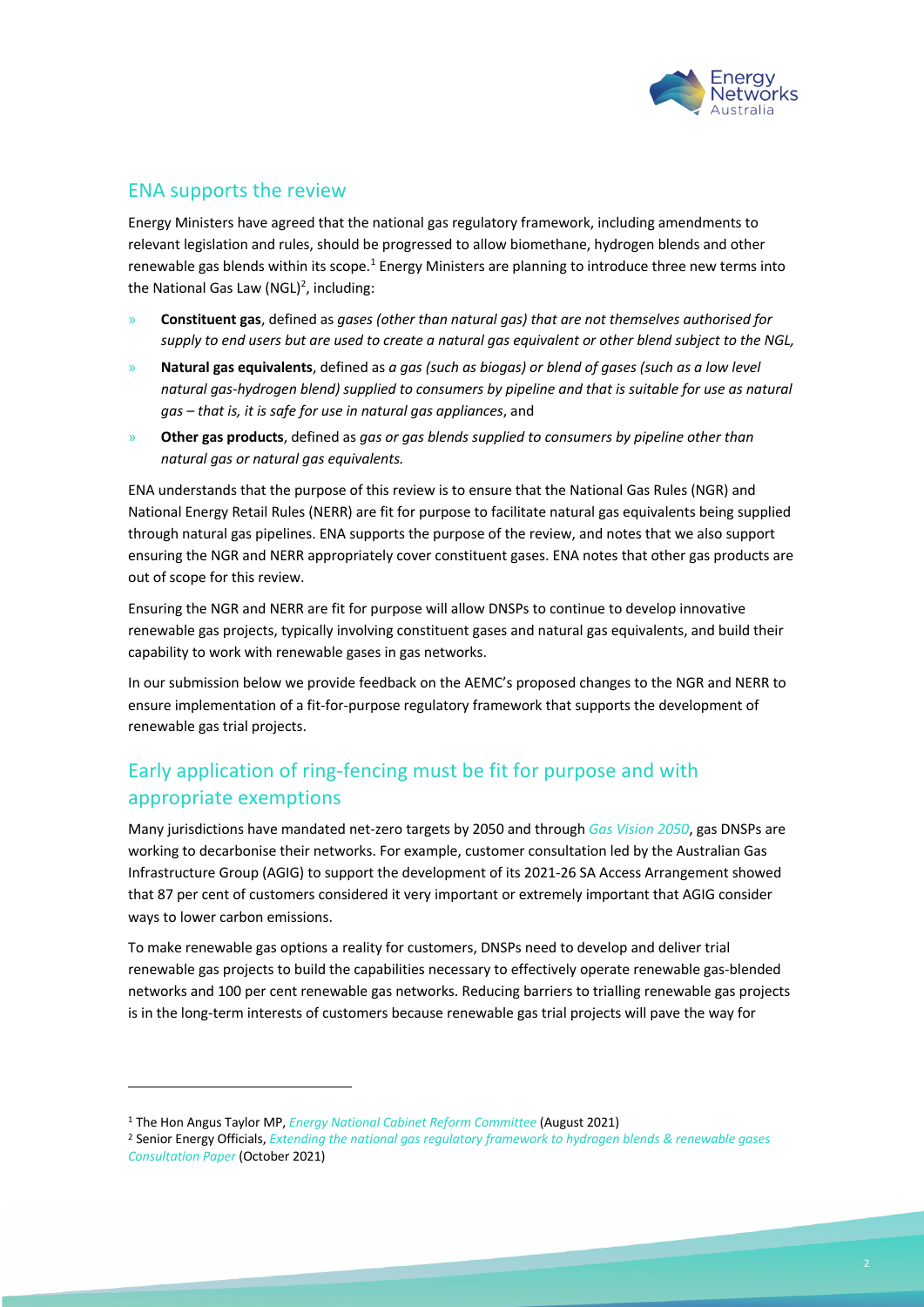## ENA supports the review

Energy Ministers have agreed that the national gas regulatory framework, including amendments to relevant legislation and rules, should be progressed to allow biomethane, hydrogen blends and other renewable gas blends within its scope.[1] Energy Ministers are planning to introduce three new terms into the National Gas Law (NGL)[2], including:

- **Constituent gas**, defined as *gases (other than natural gas) that are not themselves authorised for supply to end users but are used to create a natural gas equivalent or other blend subject to the NGL,*
- **Natural gas equivalents**, defined as *a gas (such as biogas) or blend of gases (such as a low level natural gas-hydrogen blend) supplied to consumers by pipeline and that is suitable for use as natural gas – that is, it is safe for use in natural gas appliances*, and
- **Other gas products**, defined as *gas or gas blends supplied to consumers by pipeline other than natural gas or natural gas equivalents.*

ENA understands that the purpose of this review is to ensure that the National Gas Rules (NGR) and National Energy Retail Rules (NERR) are fit for purpose to facilitate natural gas equivalents being supplied through natural gas pipelines. ENA supports the purpose of the review, and notes that we also support ensuring the NGR and NERR appropriately cover constituent gases. ENA notes that other gas products are out of scope for this review.

Ensuring the NGR and NERR are fit for purpose will allow DNSPs to continue to develop innovative renewable gas projects, typically involving constituent gases and natural gas equivalents, and build their capability to work with renewable gases in gas networks.

In our submission below we provide feedback on the AEMC's proposed changes to the NGR and NERR to ensure implementation of a fit-for-purpose regulatory framework that supports the development of renewable gas trial projects.

## Early application of ring-fencing must be fit for purpose and with appropriate exemptions

Many jurisdictions have mandated net-zero targets by 2050 and through *Gas Vision 2050*, gas DNSPs are working to decarbonise their networks. For example, customer consultation led by the Australian Gas Infrastructure Group (AGIG) to support the development of its 2021-26 SA Access Arrangement showed that 87 per cent of customers considered it very important or extremely important that AGIG consider ways to lower carbon emissions.

To make renewable gas options a reality for customers, DNSPs need to develop and deliver trial renewable gas projects to build the capabilities necessary to effectively operate renewable gas-blended networks and 100 per cent renewable gas networks. Reducing barriers to trialling renewable gas projects is in the long-term interests of customers because renewable gas trial projects will pave the way for

[1] The Hon Angus Taylor MP, *Energy National Cabinet Reform Committee* (August 2021)

[2] Senior Energy Officials, *Extending the national gas regulatory framework to hydrogen blends & renewable gases Consultation Paper* (October 2021)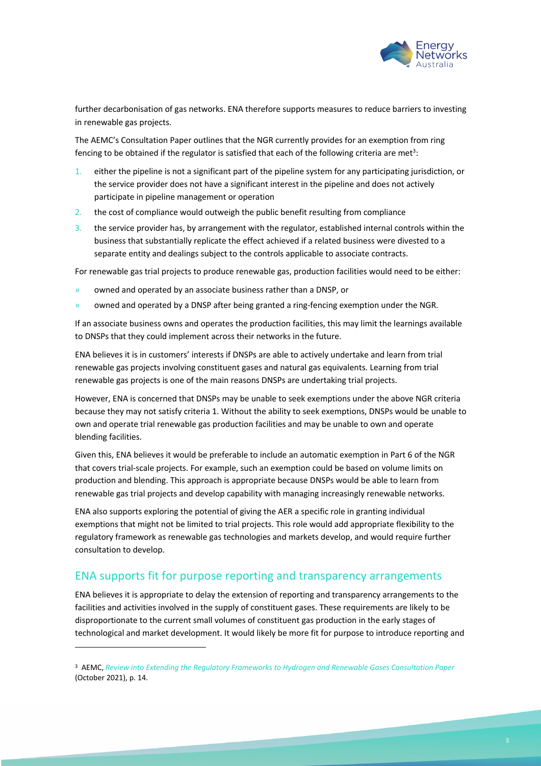further decarbonisation of gas networks. ENA therefore supports measures to reduce barriers to investing in renewable gas projects.

The AEMC's Consultation Paper outlines that the NGR currently provides for an exemption from ring fencing to be obtained if the regulator is satisfied that each of the following criteria are met[3]:

1. either the pipeline is not a significant part of the pipeline system for any participating jurisdiction, or the service provider does not have a significant interest in the pipeline and does not actively participate in pipeline management or operation
2. the cost of compliance would outweigh the public benefit resulting from compliance
3. the service provider has, by arrangement with the regulator, established internal controls within the business that substantially replicate the effect achieved if a related business were divested to a separate entity and dealings subject to the controls applicable to associate contracts.

For renewable gas trial projects to produce renewable gas, production facilities would need to be either:

- owned and operated by an associate business rather than a DNSP, or
- owned and operated by a DNSP after being granted a ring-fencing exemption under the NGR.

If an associate business owns and operates the production facilities, this may limit the learnings available to DNSPs that they could implement across their networks in the future.

ENA believes it is in customers' interests if DNSPs are able to actively undertake and learn from trial renewable gas projects involving constituent gases and natural gas equivalents. Learning from trial renewable gas projects is one of the main reasons DNSPs are undertaking trial projects.

However, ENA is concerned that DNSPs may be unable to seek exemptions under the above NGR criteria because they may not satisfy criteria 1. Without the ability to seek exemptions, DNSPs would be unable to own and operate trial renewable gas production facilities and may be unable to own and operate blending facilities.

Given this, ENA believes it would be preferable to include an automatic exemption in Part 6 of the NGR that covers trial-scale projects. For example, such an exemption could be based on volume limits on production and blending. This approach is appropriate because DNSPs would be able to learn from renewable gas trial projects and develop capability with managing increasingly renewable networks.

ENA also supports exploring the potential of giving the AER a specific role in granting individual exemptions that might not be limited to trial projects. This role would add appropriate flexibility to the regulatory framework as renewable gas technologies and markets develop, and would require further consultation to develop.

## ENA supports fit for purpose reporting and transparency arrangements

ENA believes it is appropriate to delay the extension of reporting and transparency arrangements to the facilities and activities involved in the supply of constituent gases. These requirements are likely to be disproportionate to the current small volumes of constituent gas production in the early stages of technological and market development. It would likely be more fit for purpose to introduce reporting and

---

[3] AEMC, *Review into Extending the Regulatory Frameworks to Hydrogen and Renewable Gases Consultation Paper* (October 2021), p. 14.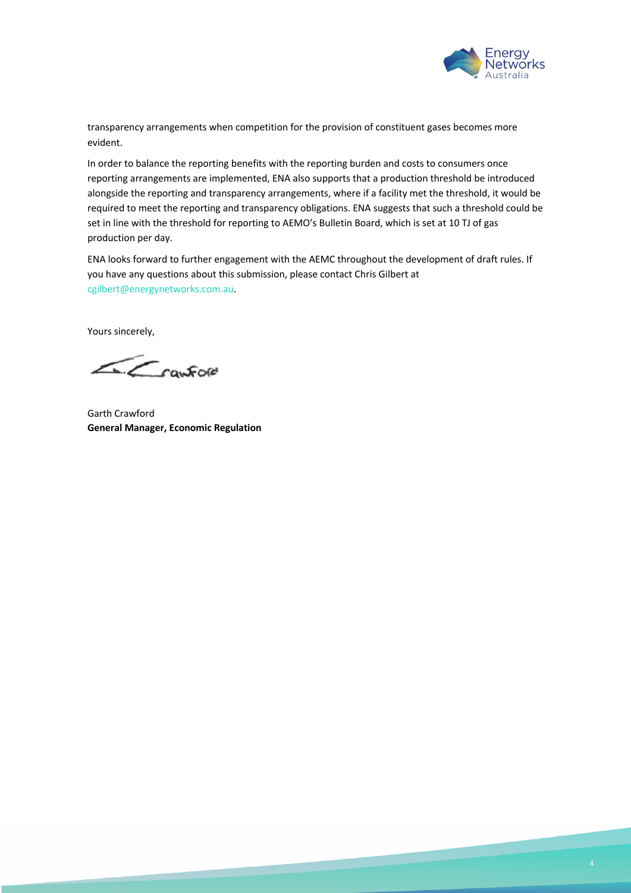transparency arrangements when competition for the provision of constituent gases becomes more evident.

In order to balance the reporting benefits with the reporting burden and costs to consumers once reporting arrangements are implemented, ENA also supports that a production threshold be introduced alongside the reporting and transparency arrangements, where if a facility met the threshold, it would be required to meet the reporting and transparency obligations. ENA suggests that such a threshold could be set in line with the threshold for reporting to AEMO's Bulletin Board, which is set at 10 TJ of gas production per day.

ENA looks forward to further engagement with the AEMC throughout the development of draft rules. If you have any questions about this submission, please contact Chris Gilbert at cgilbert@energynetworks.com.au.

Yours sincerely,

Garth Crawford
**General Manager, Economic Regulation**